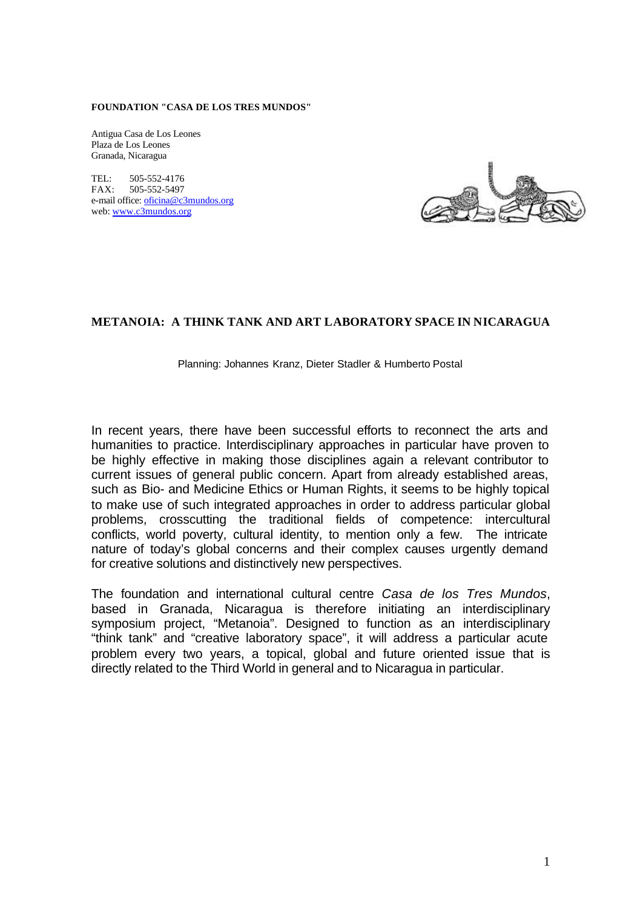**FOUNDATION "CASA DE LOS TRES MUNDOS"**

Antigua Casa de Los Leones
Plaza de Los Leones
Granada, Nicaragua

TEL: 505-552-4176
FAX: 505-552-5497
e-mail office: oficina@c3mundos.org
web: www.c3mundos.org

# METANOIA: A THINK TANK AND ART LABORATORY SPACE IN NICARAGUA

Planning: Johannes Kranz, Dieter Stadler & Humberto Postal

In recent years, there have been successful efforts to reconnect the arts and humanities to practice. Interdisciplinary approaches in particular have proven to be highly effective in making those disciplines again a relevant contributor to current issues of general public concern. Apart from already established areas, such as Bio- and Medicine Ethics or Human Rights, it seems to be highly topical to make use of such integrated approaches in order to address particular global problems, crosscutting the traditional fields of competence: intercultural conflicts, world poverty, cultural identity, to mention only a few. The intricate nature of today's global concerns and their complex causes urgently demand for creative solutions and distinctively new perspectives.

The foundation and international cultural centre *Casa de los Tres Mundos*, based in Granada, Nicaragua is therefore initiating an interdisciplinary symposium project, "Metanoia". Designed to function as an interdisciplinary "think tank" and "creative laboratory space", it will address a particular acute problem every two years, a topical, global and future oriented issue that is directly related to the Third World in general and to Nicaragua in particular.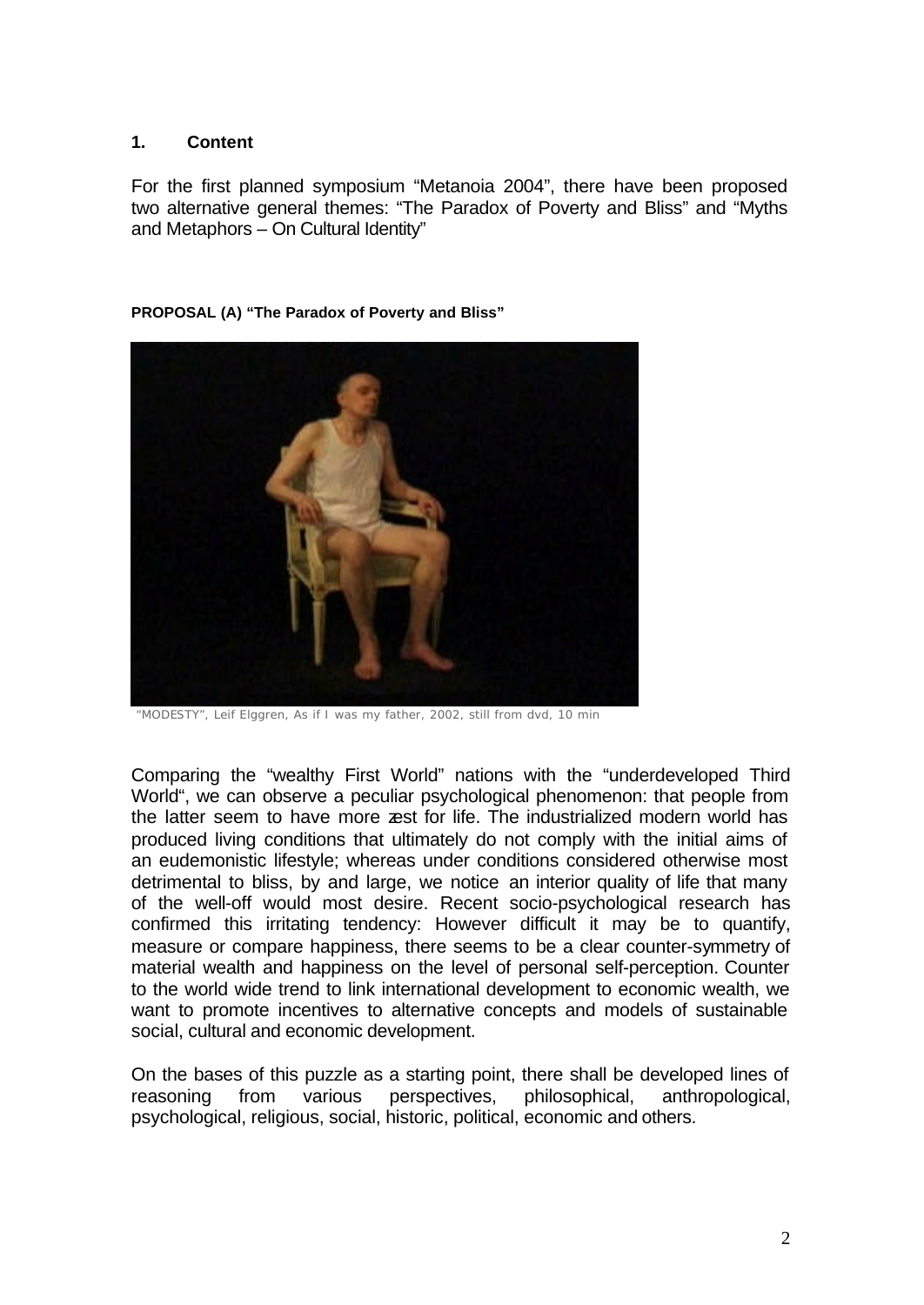## 1. Content

For the first planned symposium "Metanoia 2004", there have been proposed two alternative general themes: "The Paradox of Poverty and Bliss" and "Myths and Metaphors – On Cultural Identity"

**PROPOSAL (A) "The Paradox of Poverty and Bliss"**

"MODESTY", Leif Elggren, As if I was my father, 2002, still from dvd, 10 min

Comparing the "wealthy First World" nations with the "underdeveloped Third World", we can observe a peculiar psychological phenomenon: that people from the latter seem to have more zest for life. The industrialized modern world has produced living conditions that ultimately do not comply with the initial aims of an eudemonistic lifestyle; whereas under conditions considered otherwise most detrimental to bliss, by and large, we notice an interior quality of life that many of the well-off would most desire. Recent socio-psychological research has confirmed this irritating tendency: However difficult it may be to quantify, measure or compare happiness, there seems to be a clear counter-symmetry of material wealth and happiness on the level of personal self-perception. Counter to the world wide trend to link international development to economic wealth, we want to promote incentives to alternative concepts and models of sustainable social, cultural and economic development.

On the bases of this puzzle as a starting point, there shall be developed lines of reasoning from various perspectives, philosophical, anthropological, psychological, religious, social, historic, political, economic and others.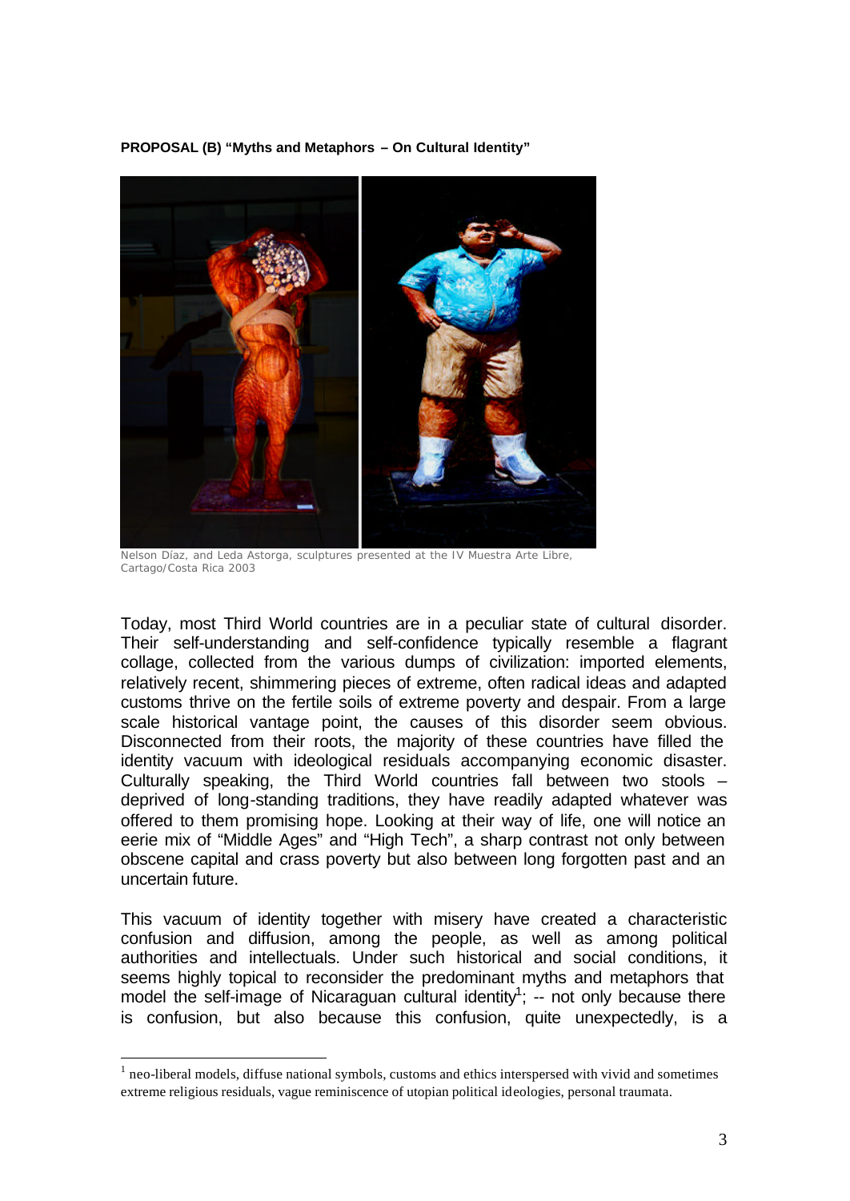**PROPOSAL (B) "Myths and Metaphors – On Cultural Identity"**

Nelson Díaz, and Leda Astorga, sculptures presented at the IV Muestra Arte Libre, Cartago/Costa Rica 2003

Today, most Third World countries are in a peculiar state of cultural disorder. Their self-understanding and self-confidence typically resemble a flagrant collage, collected from the various dumps of civilization: imported elements, relatively recent, shimmering pieces of extreme, often radical ideas and adapted customs thrive on the fertile soils of extreme poverty and despair. From a large scale historical vantage point, the causes of this disorder seem obvious. Disconnected from their roots, the majority of these countries have filled the identity vacuum with ideological residuals accompanying economic disaster. Culturally speaking, the Third World countries fall between two stools – deprived of long-standing traditions, they have readily adapted whatever was offered to them promising hope. Looking at their way of life, one will notice an eerie mix of "Middle Ages" and "High Tech", a sharp contrast not only between obscene capital and crass poverty but also between long forgotten past and an uncertain future.

This vacuum of identity together with misery have created a characteristic confusion and diffusion, among the people, as well as among political authorities and intellectuals. Under such historical and social conditions, it seems highly topical to reconsider the predominant myths and metaphors that model the self-image of Nicaraguan cultural identity[1]; -- not only because there is confusion, but also because this confusion, quite unexpectedly, is a

[1] neo-liberal models, diffuse national symbols, customs and ethics interspersed with vivid and sometimes extreme religious residuals, vague reminiscence of utopian political ideologies, personal traumata.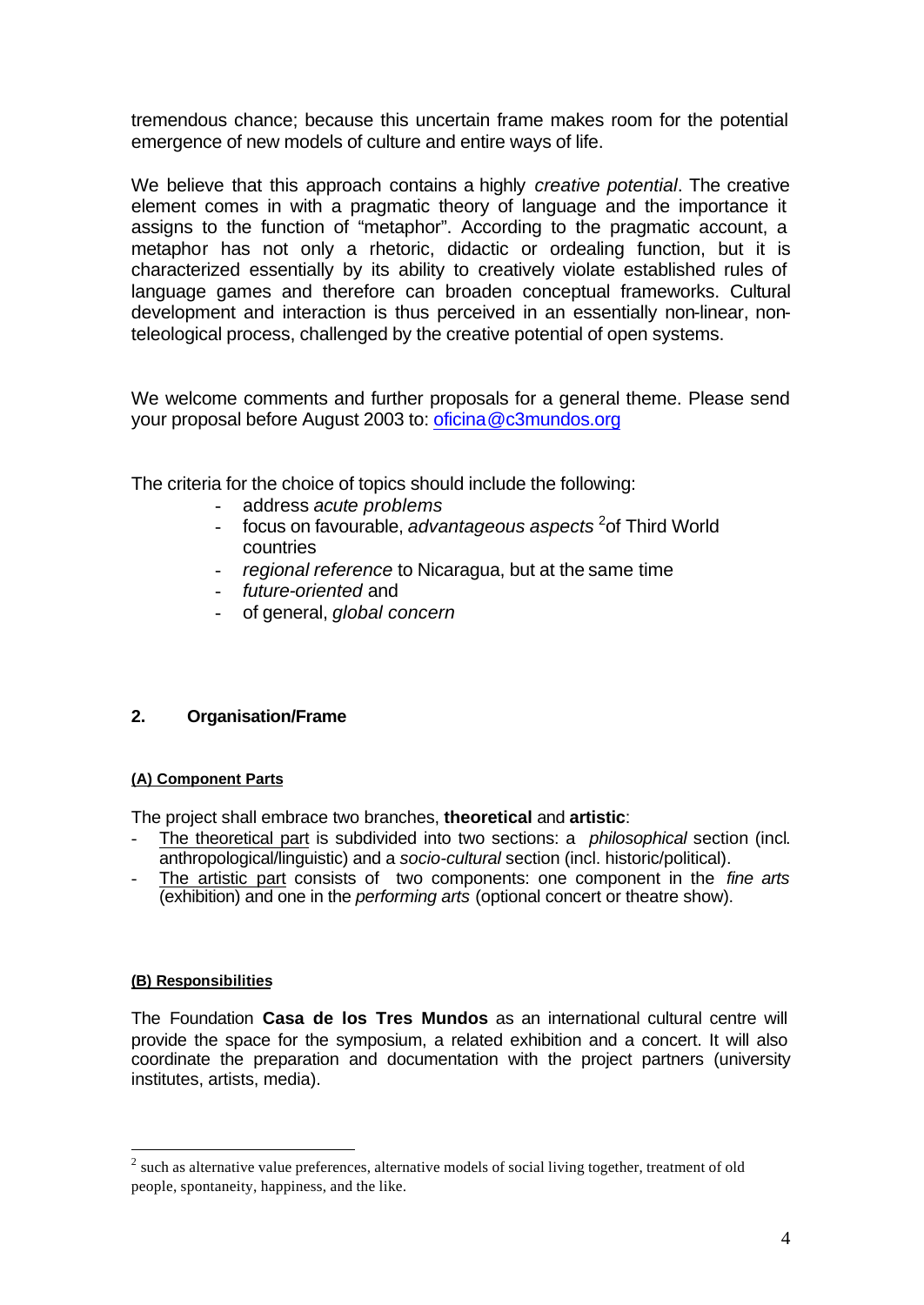tremendous chance; because this uncertain frame makes room for the potential emergence of new models of culture and entire ways of life.

We believe that this approach contains a highly *creative potential*. The creative element comes in with a pragmatic theory of language and the importance it assigns to the function of "metaphor". According to the pragmatic account, a metaphor has not only a rhetoric, didactic or ordealing function, but it is characterized essentially by its ability to creatively violate established rules of language games and therefore can broaden conceptual frameworks. Cultural development and interaction is thus perceived in an essentially non-linear, non-teleological process, challenged by the creative potential of open systems.

We welcome comments and further proposals for a general theme. Please send your proposal before August 2003 to: oficina@c3mundos.org

The criteria for the choice of topics should include the following:

- address *acute problems*
- focus on favourable, *advantageous aspects* [2] of Third World countries
- *regional reference* to Nicaragua, but at the same time
- *future-oriented* and
- of general, *global concern*

## 2. Organisation/Frame

### (A) Component Parts

The project shall embrace two branches, **theoretical** and **artistic**:

- The theoretical part is subdivided into two sections: a *philosophical* section (incl. anthropological/linguistic) and a *socio-cultural* section (incl. historic/political).
- The artistic part consists of two components: one component in the *fine arts* (exhibition) and one in the *performing arts* (optional concert or theatre show).

### (B) Responsibilities

The Foundation **Casa de los Tres Mundos** as an international cultural centre will provide the space for the symposium, a related exhibition and a concert. It will also coordinate the preparation and documentation with the project partners (university institutes, artists, media).

[2] such as alternative value preferences, alternative models of social living together, treatment of old people, spontaneity, happiness, and the like.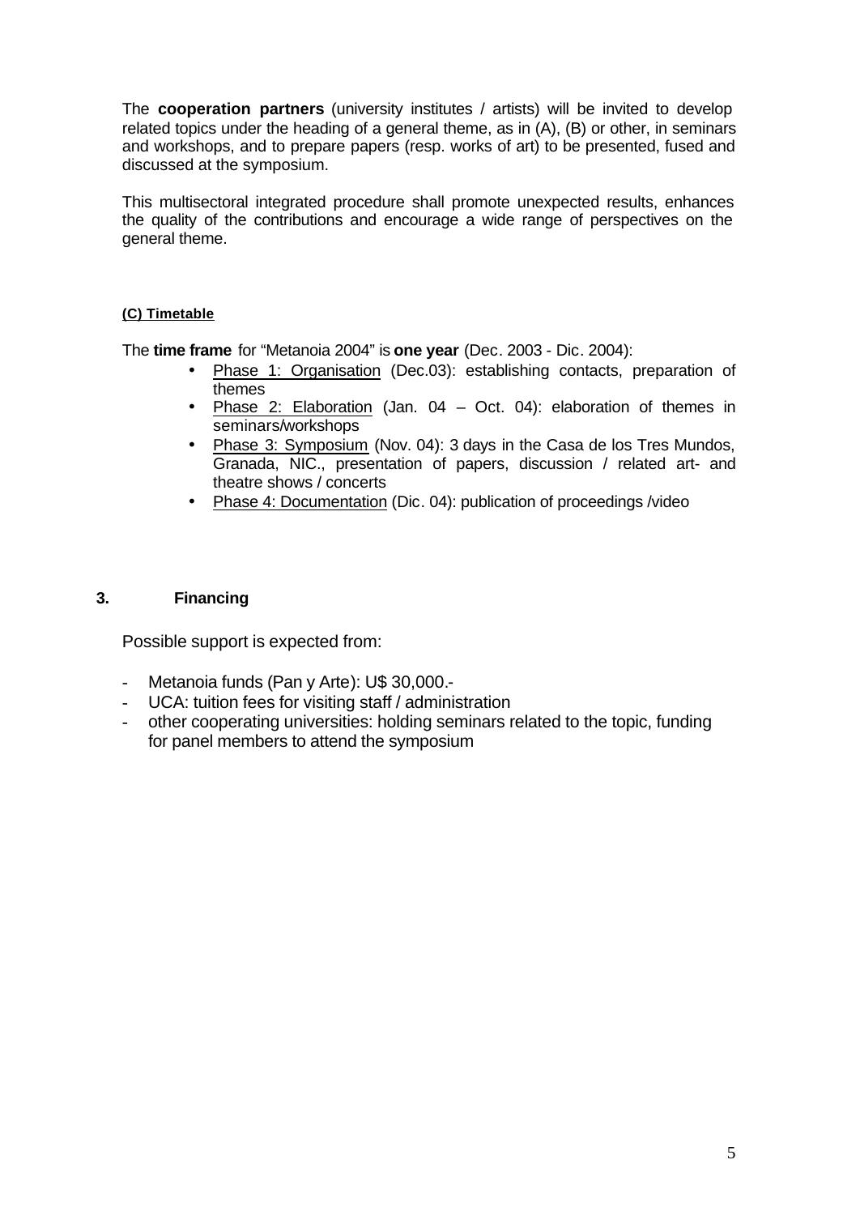The **cooperation partners** (university institutes / artists) will be invited to develop related topics under the heading of a general theme, as in (A), (B) or other, in seminars and workshops, and to prepare papers (resp. works of art) to be presented, fused and discussed at the symposium.

This multisectoral integrated procedure shall promote unexpected results, enhances the quality of the contributions and encourage a wide range of perspectives on the general theme.

#### (C) Timetable

The **time frame** for "Metanoia 2004" is **one year** (Dec. 2003 - Dic. 2004):

- Phase 1: Organisation (Dec.03): establishing contacts, preparation of themes
- Phase 2: Elaboration (Jan. 04 – Oct. 04): elaboration of themes in seminars/workshops
- Phase 3: Symposium (Nov. 04): 3 days in the Casa de los Tres Mundos, Granada, NIC., presentation of papers, discussion / related art- and theatre shows / concerts
- Phase 4: Documentation (Dic. 04): publication of proceedings /video

## 3. Financing

Possible support is expected from:

- Metanoia funds (Pan y Arte): U$ 30,000.-
- UCA: tuition fees for visiting staff / administration
- other cooperating universities: holding seminars related to the topic, funding for panel members to attend the symposium